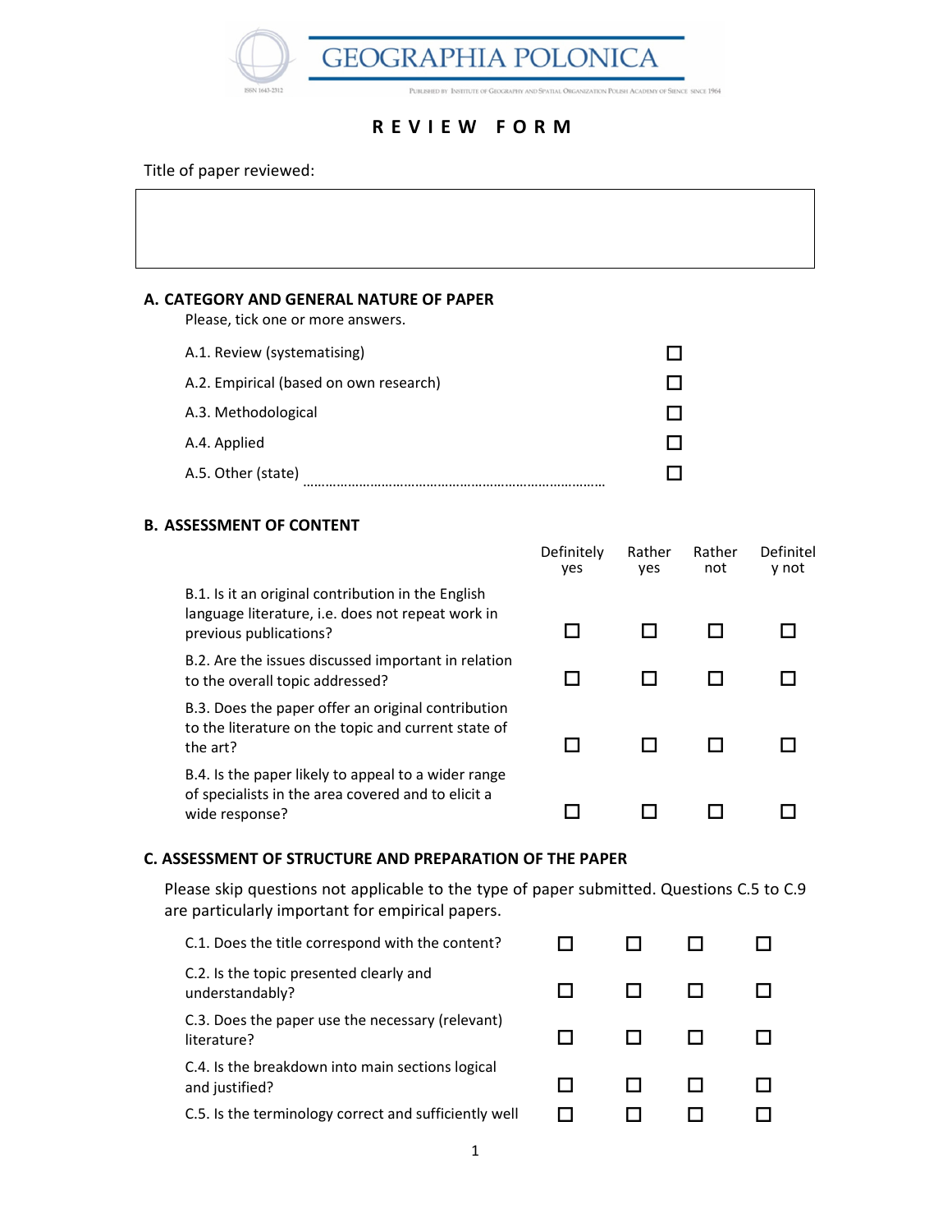# GEOGRAPHIA POLONICA

ISSN 1643-2312

Published by Institute of Geography and Spatial Organization Polish Academy of Sience since 1964

## R E V I E W   F O R M

Title of paper reviewed:

|   |
|---|
|   |

### A. CATEGORY AND GENERAL NATURE OF PAPER

Please, tick one or more answers.

| | |
|---|---|
| A.1. Review (systematising) | ☐ |
| A.2. Empirical (based on own research) | ☐ |
| A.3. Methodological | ☐ |
| A.4. Applied | ☐ |
| A.5. Other (state) ……………………………………………………………… | ☐ |

### B. ASSESSMENT OF CONTENT

| | Definitely yes | Rather yes | Rather not | Definitely not |
|---|---|---|---|---|
| B.1. Is it an original contribution in the English language literature, i.e. does not repeat work in previous publications? | ☐ | ☐ | ☐ | ☐ |
| B.2. Are the issues discussed important in relation to the overall topic addressed? | ☐ | ☐ | ☐ | ☐ |
| B.3. Does the paper offer an original contribution to the literature on the topic and current state of the art? | ☐ | ☐ | ☐ | ☐ |
| B.4. Is the paper likely to appeal to a wider range of specialists in the area covered and to elicit a wide response? | ☐ | ☐ | ☐ | ☐ |

### C. ASSESSMENT OF STRUCTURE AND PREPARATION OF THE PAPER

Please skip questions not applicable to the type of paper submitted. Questions C.5 to C.9 are particularly important for empirical papers.

| | | | | |
|---|---|---|---|---|
| C.1. Does the title correspond with the content? | ☐ | ☐ | ☐ | ☐ |
| C.2. Is the topic presented clearly and understandably? | ☐ | ☐ | ☐ | ☐ |
| C.3. Does the paper use the necessary (relevant) literature? | ☐ | ☐ | ☐ | ☐ |
| C.4. Is the breakdown into main sections logical and justified? | ☐ | ☐ | ☐ | ☐ |
| C.5. Is the terminology correct and sufficiently well | ☐ | ☐ | ☐ | ☐ |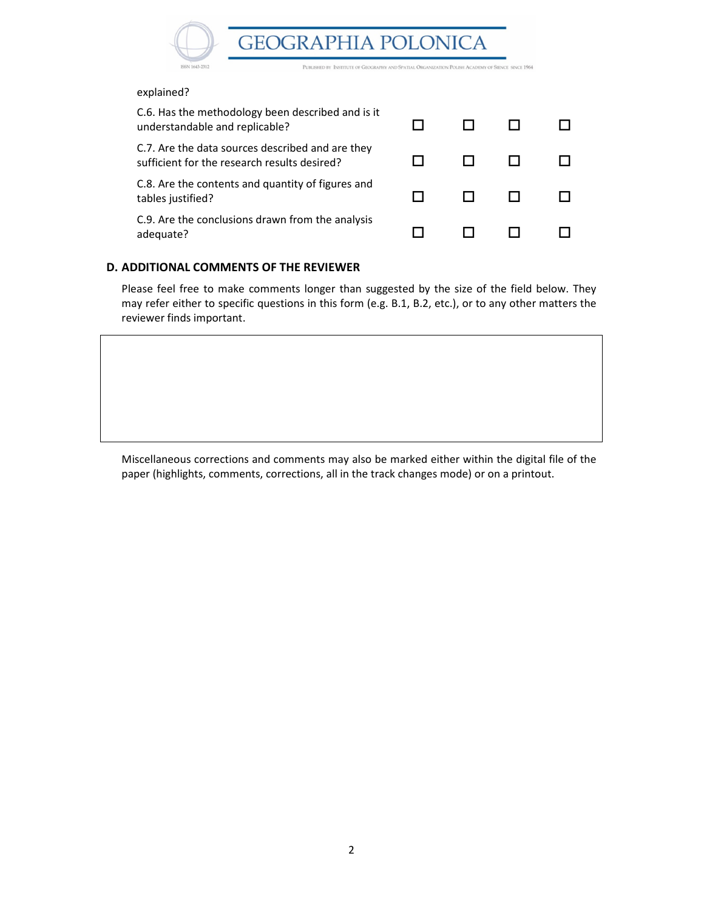| | | | | |
|---|---|---|---|---|
| explained? | | | | |
| C.6. Has the methodology been described and is it understandable and replicable? | ☐ | ☐ | ☐ | ☐ |
| C.7. Are the data sources described and are they sufficient for the research results desired? | ☐ | ☐ | ☐ | ☐ |
| C.8. Are the contents and quantity of figures and tables justified? | ☐ | ☐ | ☐ | ☐ |
| C.9. Are the conclusions drawn from the analysis adequate? | ☐ | ☐ | ☐ | ☐ |

## D. ADDITIONAL COMMENTS OF THE REVIEWER

Please feel free to make comments longer than suggested by the size of the field below. They may refer either to specific questions in this form (e.g. B.1, B.2, etc.), or to any other matters the reviewer finds important.

| |
|---|
| |

Miscellaneous corrections and comments may also be marked either within the digital file of the paper (highlights, comments, corrections, all in the track changes mode) or on a printout.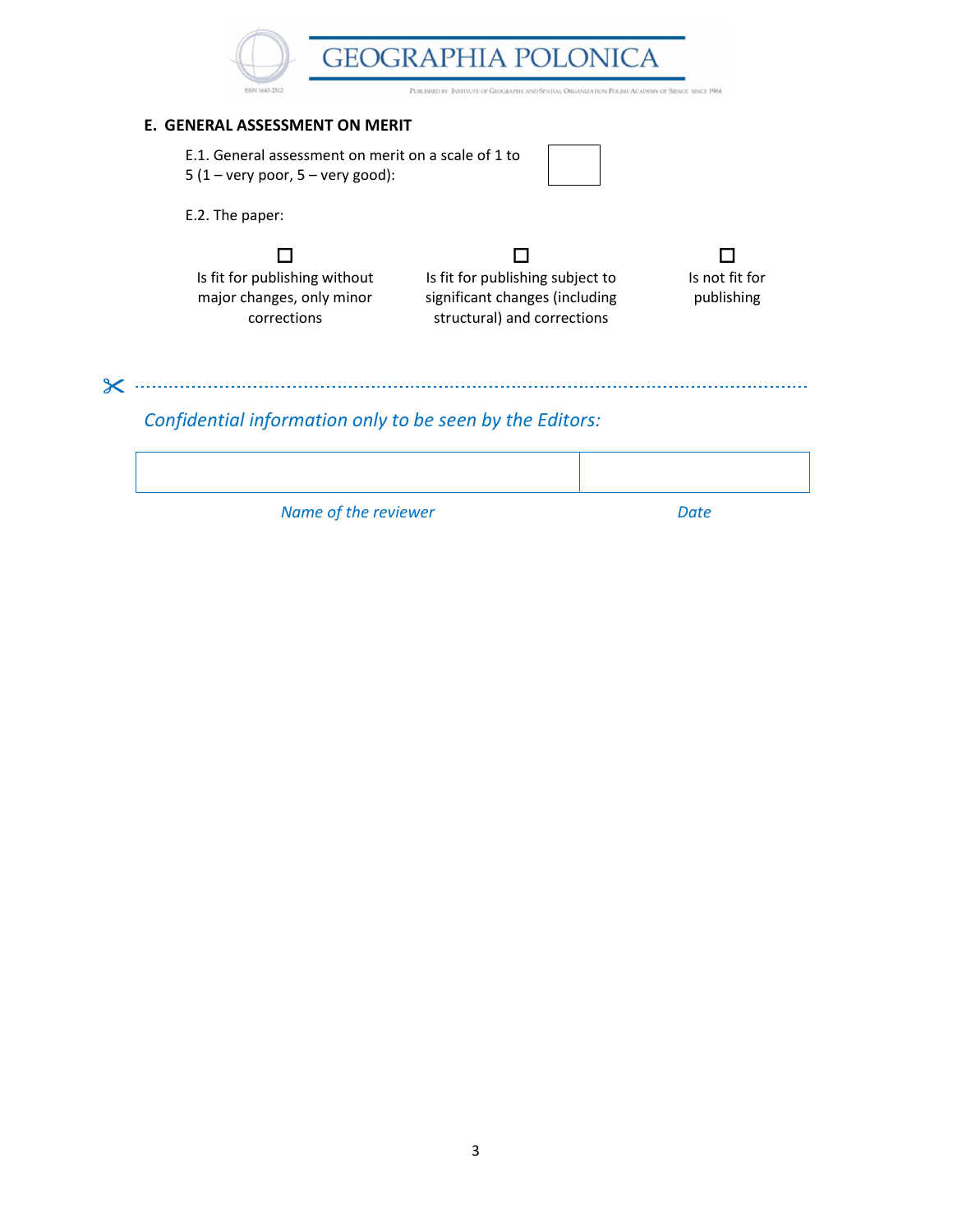## E. GENERAL ASSESSMENT ON MERIT

E.1. General assessment on merit on a scale of 1 to 5 (1 – very poor, 5 – very good):

E.2. The paper:

☐ Is fit for publishing without major changes, only minor corrections

☐ Is fit for publishing subject to significant changes (including structural) and corrections

☐ Is not fit for publishing

---

*Confidential information only to be seen by the Editors:*

| | |
|---|---|
| | |
| *Name of the reviewer* | *Date* |